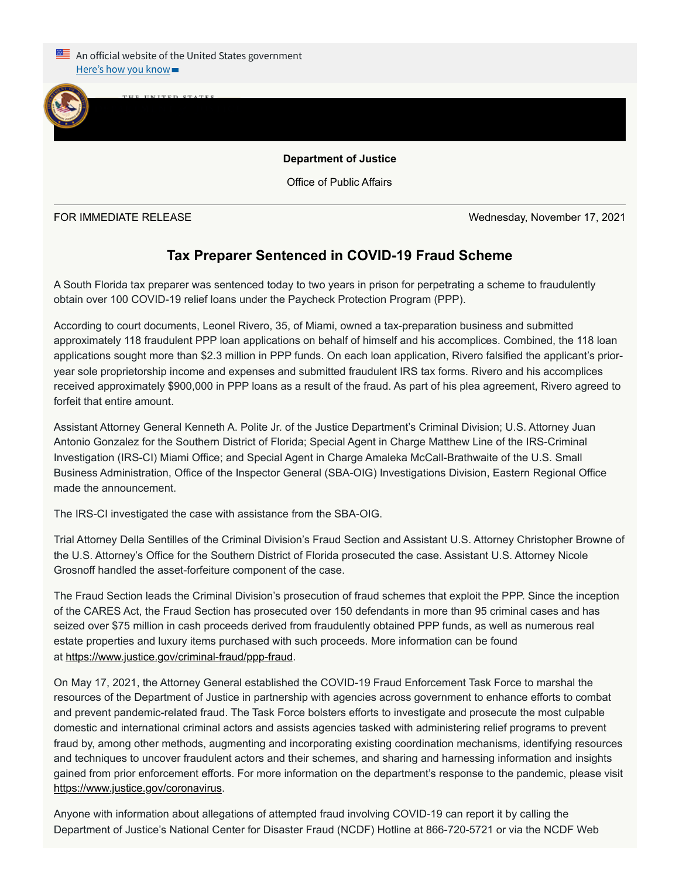An official website of the United States government
Here's how you know

**Department of Justice**

Office of Public Affairs

FOR IMMEDIATE RELEASE Wednesday, November 17, 2021

## Tax Preparer Sentenced in COVID-19 Fraud Scheme

A South Florida tax preparer was sentenced today to two years in prison for perpetrating a scheme to fraudulently obtain over 100 COVID-19 relief loans under the Paycheck Protection Program (PPP).

According to court documents, Leonel Rivero, 35, of Miami, owned a tax-preparation business and submitted approximately 118 fraudulent PPP loan applications on behalf of himself and his accomplices. Combined, the 118 loan applications sought more than $2.3 million in PPP funds. On each loan application, Rivero falsified the applicant's prior-year sole proprietorship income and expenses and submitted fraudulent IRS tax forms. Rivero and his accomplices received approximately $900,000 in PPP loans as a result of the fraud. As part of his plea agreement, Rivero agreed to forfeit that entire amount.

Assistant Attorney General Kenneth A. Polite Jr. of the Justice Department's Criminal Division; U.S. Attorney Juan Antonio Gonzalez for the Southern District of Florida; Special Agent in Charge Matthew Line of the IRS-Criminal Investigation (IRS-CI) Miami Office; and Special Agent in Charge Amaleka McCall-Brathwaite of the U.S. Small Business Administration, Office of the Inspector General (SBA-OIG) Investigations Division, Eastern Regional Office made the announcement.

The IRS-CI investigated the case with assistance from the SBA-OIG.

Trial Attorney Della Sentilles of the Criminal Division's Fraud Section and Assistant U.S. Attorney Christopher Browne of the U.S. Attorney's Office for the Southern District of Florida prosecuted the case. Assistant U.S. Attorney Nicole Grosnoff handled the asset-forfeiture component of the case.

The Fraud Section leads the Criminal Division's prosecution of fraud schemes that exploit the PPP. Since the inception of the CARES Act, the Fraud Section has prosecuted over 150 defendants in more than 95 criminal cases and has seized over $75 million in cash proceeds derived from fraudulently obtained PPP funds, as well as numerous real estate properties and luxury items purchased with such proceeds. More information can be found at https://www.justice.gov/criminal-fraud/ppp-fraud.

On May 17, 2021, the Attorney General established the COVID-19 Fraud Enforcement Task Force to marshal the resources of the Department of Justice in partnership with agencies across government to enhance efforts to combat and prevent pandemic-related fraud. The Task Force bolsters efforts to investigate and prosecute the most culpable domestic and international criminal actors and assists agencies tasked with administering relief programs to prevent fraud by, among other methods, augmenting and incorporating existing coordination mechanisms, identifying resources and techniques to uncover fraudulent actors and their schemes, and sharing and harnessing information and insights gained from prior enforcement efforts. For more information on the department's response to the pandemic, please visit https://www.justice.gov/coronavirus.

Anyone with information about allegations of attempted fraud involving COVID-19 can report it by calling the Department of Justice's National Center for Disaster Fraud (NCDF) Hotline at 866-720-5721 or via the NCDF Web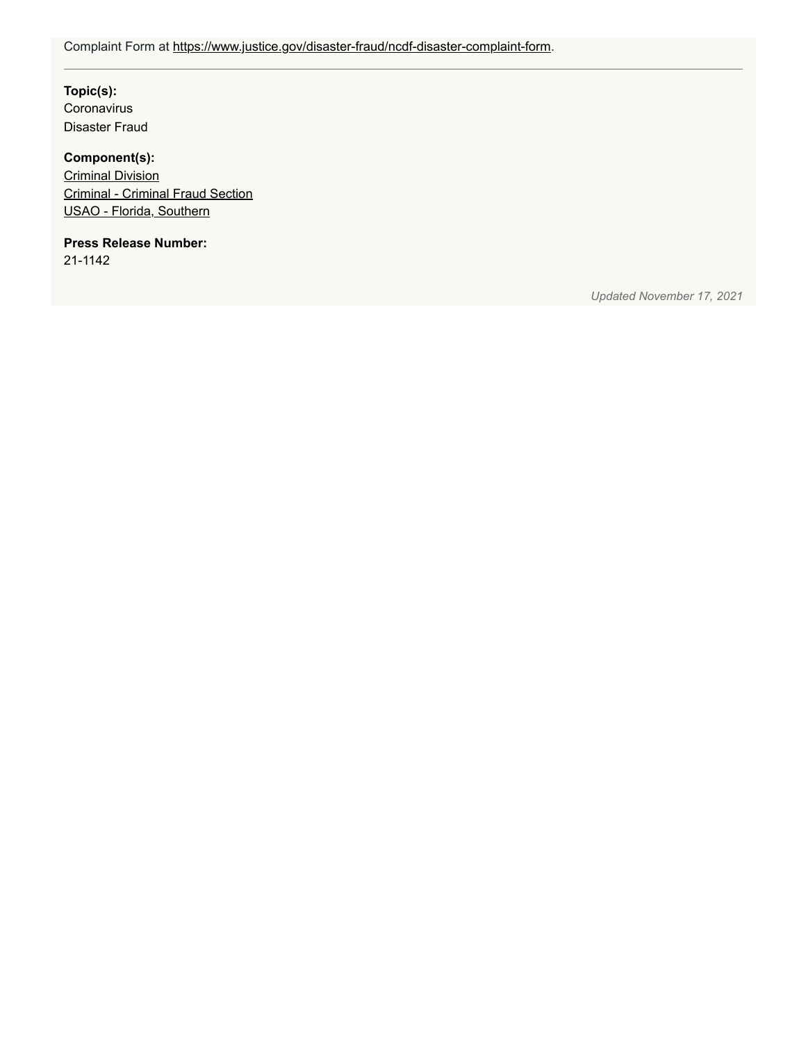Complaint Form at https://www.justice.gov/disaster-fraud/ncdf-disaster-complaint-form.

---

**Topic(s):**
Coronavirus
Disaster Fraud

**Component(s):**
Criminal Division
Criminal - Criminal Fraud Section
USAO - Florida, Southern

**Press Release Number:**
21-1142

*Updated November 17, 2021*